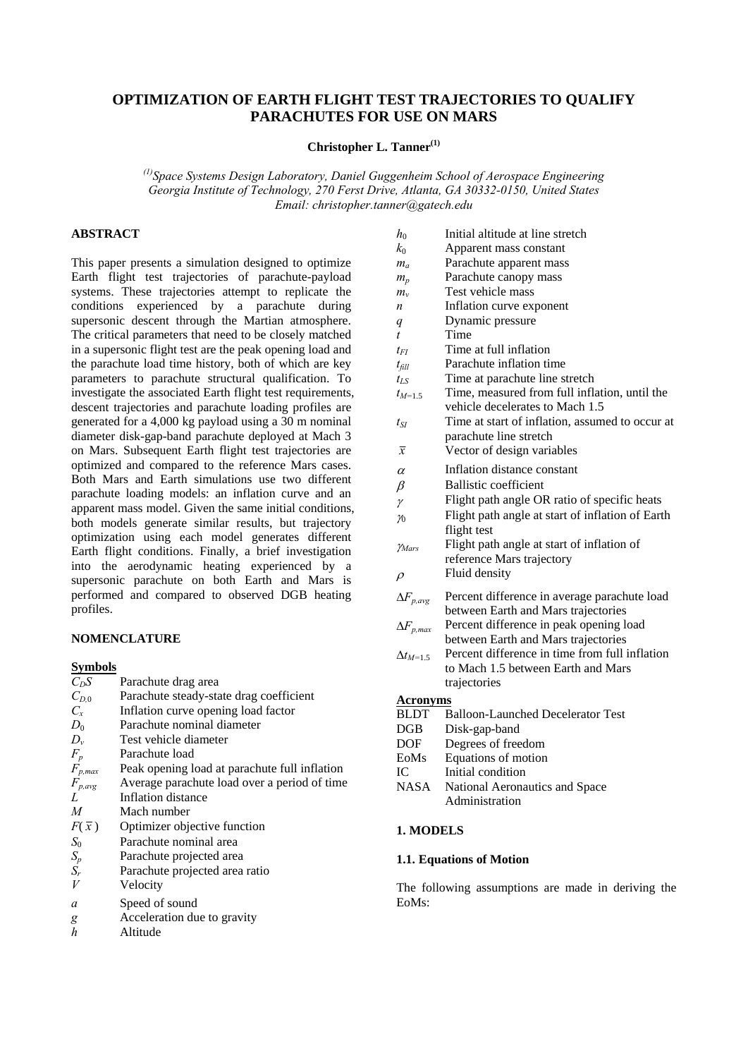# OPTIMIZATION OF EARTH FLIGHT TEST TRAJECTORIES TO QUALIFY PARACHUTES FOR USE ON MARS

**Christopher L. Tanner[(1)]**

*[(1)]Space Systems Design Laboratory, Daniel Guggenheim School of Aerospace Engineering Georgia Institute of Technology, 270 Ferst Drive, Atlanta, GA 30332-0150, United States Email: christopher.tanner@gatech.edu*

## ABSTRACT

This paper presents a simulation designed to optimize Earth flight test trajectories of parachute-payload systems. These trajectories attempt to replicate the conditions experienced by a parachute during supersonic descent through the Martian atmosphere. The critical parameters that need to be closely matched in a supersonic flight test are the peak opening load and the parachute load time history, both of which are key parameters to parachute structural qualification. To investigate the associated Earth flight test requirements, descent trajectories and parachute loading profiles are generated for a 4,000 kg payload using a 30 m nominal diameter disk-gap-band parachute deployed at Mach 3 on Mars. Subsequent Earth flight test trajectories are optimized and compared to the reference Mars cases. Both Mars and Earth simulations use two different parachute loading models: an inflation curve and an apparent mass model. Given the same initial conditions, both models generate similar results, but trajectory optimization using each model generates different Earth flight conditions. Finally, a brief investigation into the aerodynamic heating experienced by a supersonic parachute on both Earth and Mars is performed and compared to observed DGB heating profiles.

## NOMENCLATURE

### Symbols

| Symbol | Description |
|---|---|
| $C_DS$ | Parachute drag area |
| $C_{D,0}$ | Parachute steady-state drag coefficient |
| $C_x$ | Inflation curve opening load factor |
| $D_0$ | Parachute nominal diameter |
| $D_v$ | Test vehicle diameter |
| $F_p$ | Parachute load |
| $F_{p,max}$ | Peak opening load at parachute full inflation |
| $F_{p,avg}$ | Average parachute load over a period of time |
| $L$ | Inflation distance |
| $M$ | Mach number |
| $F(\bar{x})$ | Optimizer objective function |
| $S_0$ | Parachute nominal area |
| $S_p$ | Parachute projected area |
| $S_r$ | Parachute projected area ratio |
| $V$ | Velocity |
| $a$ | Speed of sound |
| $g$ | Acceleration due to gravity |
| $h$ | Altitude |
| $h_0$ | Initial altitude at line stretch |
| $k_0$ | Apparent mass constant |
| $m_a$ | Parachute apparent mass |
| $m_p$ | Parachute canopy mass |
| $m_v$ | Test vehicle mass |
| $n$ | Inflation curve exponent |
| $q$ | Dynamic pressure |
| $t$ | Time |
| $t_{FI}$ | Time at full inflation |
| $t_{fill}$ | Parachute inflation time |
| $t_{LS}$ | Time at parachute line stretch |
| $t_{M=1.5}$ | Time, measured from full inflation, until the vehicle decelerates to Mach 1.5 |
| $t_{SI}$ | Time at start of inflation, assumed to occur at parachute line stretch |
| $\bar{x}$ | Vector of design variables |
| $\alpha$ | Inflation distance constant |
| $\beta$ | Ballistic coefficient |
| $\gamma$ | Flight path angle OR ratio of specific heats |
| $\gamma_0$ | Flight path angle at start of inflation of Earth flight test |
| $\gamma_{Mars}$ | Flight path angle at start of inflation of reference Mars trajectory |
| $\rho$ | Fluid density |
| $\Delta F_{p,avg}$ | Percent difference in average parachute load between Earth and Mars trajectories |
| $\Delta F_{p,max}$ | Percent difference in peak opening load between Earth and Mars trajectories |
| $\Delta t_{M=1.5}$ | Percent difference in time from full inflation to Mach 1.5 between Earth and Mars trajectories |

### Acronyms

| Acronym | Description |
|---|---|
| BLDT | Balloon-Launched Decelerator Test |
| DGB | Disk-gap-band |
| DOF | Degrees of freedom |
| EoMs | Equations of motion |
| IC | Initial condition |
| NASA | National Aeronautics and Space Administration |

## 1. MODELS

### 1.1. Equations of Motion

The following assumptions are made in deriving the EoMs: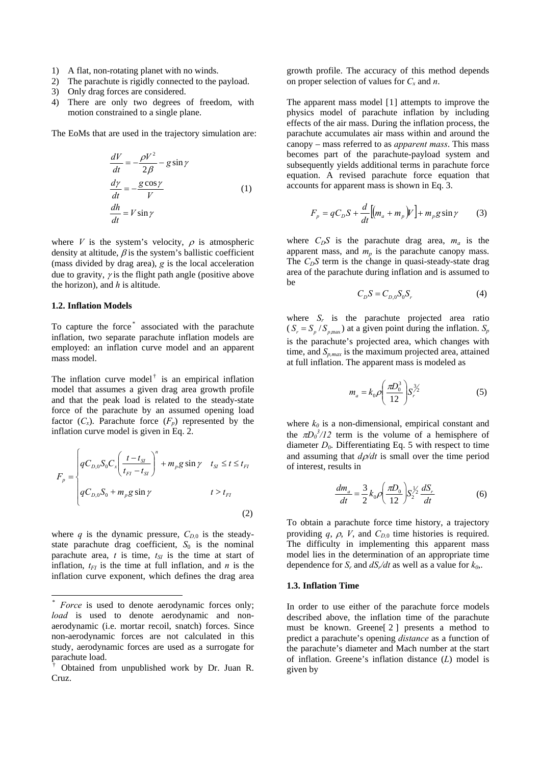1) A flat, non-rotating planet with no winds.
2) The parachute is rigidly connected to the payload.
3) Only drag forces are considered.
4) There are only two degrees of freedom, with motion constrained to a single plane.

The EoMs that are used in the trajectory simulation are:

$$\frac{dV}{dt} = -\frac{\rho V^2}{2\beta} - g\sin\gamma$$
$$\frac{d\gamma}{dt} = -\frac{g\cos\gamma}{V} \qquad (1)$$
$$\frac{dh}{dt} = V\sin\gamma$$

where $V$ is the system's velocity, $\rho$ is atmospheric density at altitude, $\beta$ is the system's ballistic coefficient (mass divided by drag area), $g$ is the local acceleration due to gravity, $\gamma$ is the flight path angle (positive above the horizon), and $h$ is altitude.

### 1.2. Inflation Models

To capture the force* associated with the parachute inflation, two separate parachute inflation models are employed: an inflation curve model and an apparent mass model.

The inflation curve model† is an empirical inflation model that assumes a given drag area growth profile and that the peak load is related to the steady-state force of the parachute by an assumed opening load factor ($C_x$). Parachute force ($F_p$) represented by the inflation curve model is given in Eq. 2.

$$F_p = \begin{cases} qC_{D,0}S_0C_x\left(\dfrac{t-t_{SI}}{t_{FI}-t_{SI}}\right)^n + m_p g\sin\gamma & t_{SI} \le t \le t_{FI} \\ qC_{D,0}S_0 + m_p g\sin\gamma & t > t_{FI} \end{cases} \qquad (2)$$

where $q$ is the dynamic pressure, $C_{D,0}$ is the steady-state parachute drag coefficient, $S_0$ is the nominal parachute area, $t$ is time, $t_{SI}$ is the time at start of inflation, $t_{FI}$ is the time at full inflation, and $n$ is the inflation curve exponent, which defines the drag area growth profile. The accuracy of this method depends on proper selection of values for $C_x$ and $n$.

The apparent mass model [1] attempts to improve the physics model of parachute inflation by including effects of the air mass. During the inflation process, the parachute accumulates air mass within and around the canopy – mass referred to as *apparent mass*. This mass becomes part of the parachute-payload system and subsequently yields additional terms in parachute force equation. A revised parachute force equation that accounts for apparent mass is shown in Eq. 3.

$$F_p = qC_DS + \frac{d}{dt}\left[(m_a + m_p)V\right] + m_p g\sin\gamma \qquad (3)$$

where $C_DS$ is the parachute drag area, $m_a$ is the apparent mass, and $m_p$ is the parachute canopy mass. The $C_DS$ term is the change in quasi-steady-state drag area of the parachute during inflation and is assumed to be

$$C_DS = C_{D,0}S_0S_r \qquad (4)$$

where $S_r$ is the parachute projected area ratio ($S_r = S_p / S_{p,\max}$) at a given point during the inflation. $S_p$ is the parachute's projected area, which changes with time, and $S_{p,max}$ is the maximum projected area, attained at full inflation. The apparent mass is modeled as

$$m_a = k_0\rho\left(\frac{\pi D_0^3}{12}\right)S_r^{3/2} \qquad (5)$$

where $k_0$ is a non-dimensional, empirical constant and the $\pi D_0^3/12$ term is the volume of a hemisphere of diameter $D_0$. Differentiating Eq. 5 with respect to time and assuming that $d\rho/dt$ is small over the time period of interest, results in

$$\frac{dm_a}{dt} = \frac{3}{2}k_0\rho\left(\frac{\pi D_0}{12}\right)S_r^{1/2}\frac{dS_r}{dt} \qquad (6)$$

To obtain a parachute force time history, a trajectory providing $q$, $\rho$, $V$, and $C_{D,0}$ time histories is required. The difficulty in implementing this apparent mass model lies in the determination of an appropriate time dependence for $S_r$ and $dS_r/dt$ as well as a value for $k_0$,.

### 1.3. Inflation Time

In order to use either of the parachute force models described above, the inflation time of the parachute must be known. Greene[2] presents a method to predict a parachute's opening *distance* as a function of the parachute's diameter and Mach number at the start of inflation. Greene's inflation distance ($L$) model is given by

---

\* *Force* is used to denote aerodynamic forces only; *load* is used to denote aerodynamic and non-aerodynamic (i.e. mortar recoil, snatch) forces. Since non-aerodynamic forces are not calculated in this study, aerodynamic forces are used as a surrogate for parachute load.

† Obtained from unpublished work by Dr. Juan R. Cruz.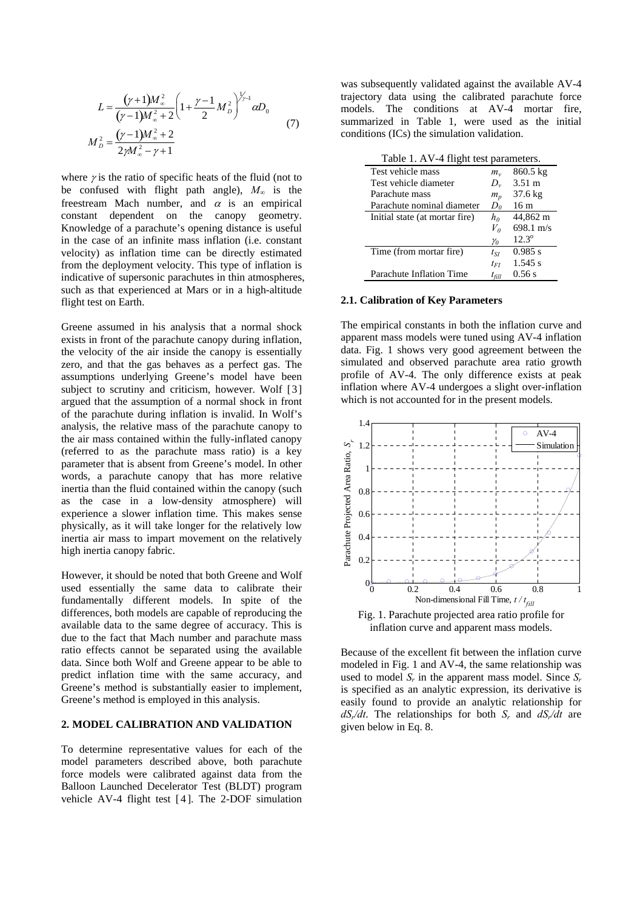$$
L = \frac{(\gamma+1)M_\infty^2}{(\gamma-1)M_\infty^2 + 2}\left(1 + \frac{\gamma-1}{2}M_D^2\right)^{\frac{1}{\gamma-1}} \alpha D_0
$$

$$
M_D^2 = \frac{(\gamma-1)M_\infty^2 + 2}{2\gamma M_\infty^2 - \gamma + 1} \tag{7}
$$

where $\gamma$ is the ratio of specific heats of the fluid (not to be confused with flight path angle), $M_\infty$ is the freestream Mach number, and $\alpha$ is an empirical constant dependent on the canopy geometry. Knowledge of a parachute's opening distance is useful in the case of an infinite mass inflation (i.e. constant velocity) as inflation time can be directly estimated from the deployment velocity. This type of inflation is indicative of supersonic parachutes in thin atmospheres, such as that experienced at Mars or in a high-altitude flight test on Earth.

Greene assumed in his analysis that a normal shock exists in front of the parachute canopy during inflation, the velocity of the air inside the canopy is essentially zero, and that the gas behaves as a perfect gas. The assumptions underlying Greene's model have been subject to scrutiny and criticism, however. Wolf [3] argued that the assumption of a normal shock in front of the parachute during inflation is invalid. In Wolf's analysis, the relative mass of the parachute canopy to the air mass contained within the fully-inflated canopy (referred to as the parachute mass ratio) is a key parameter that is absent from Greene's model. In other words, a parachute canopy that has more relative inertia than the fluid contained within the canopy (such as the case in a low-density atmosphere) will experience a slower inflation time. This makes sense physically, as it will take longer for the relatively low inertia air mass to impart movement on the relatively high inertia canopy fabric.

However, it should be noted that both Greene and Wolf used essentially the same data to calibrate their fundamentally different models. In spite of the differences, both models are capable of reproducing the available data to the same degree of accuracy. This is due to the fact that Mach number and parachute mass ratio effects cannot be separated using the available data. Since both Wolf and Greene appear to be able to predict inflation time with the same accuracy, and Greene's method is substantially easier to implement, Greene's method is employed in this analysis.

## 2. MODEL CALIBRATION AND VALIDATION

To determine representative values for each of the model parameters described above, both parachute force models were calibrated against data from the Balloon Launched Decelerator Test (BLDT) program vehicle AV-4 flight test [4]. The 2-DOF simulation was subsequently validated against the available AV-4 trajectory data using the calibrated parachute force models. The conditions at AV-4 mortar fire, summarized in Table 1, were used as the initial conditions (ICs) the simulation validation.

Table 1. AV-4 flight test parameters.

| | | |
|---|---|---|
| Test vehicle mass | $m_v$ | 860.5 kg |
| Test vehicle diameter | $D_v$ | 3.51 m |
| Parachute mass | $m_p$ | 37.6 kg |
| Parachute nominal diameter | $D_0$ | 16 m |
| Initial state (at mortar fire) | $h_0$ | 44,862 m |
| | $V_0$ | 698.1 m/s |
| | $\gamma_0$ | 12.3° |
| Time (from mortar fire) | $t_{SI}$ | 0.985 s |
| | $t_{FI}$ | 1.545 s |
| Parachute Inflation Time | $t_{fill}$ | 0.56 s |

### 2.1. Calibration of Key Parameters

The empirical constants in both the inflation curve and apparent mass models were tuned using AV-4 inflation data. Fig. 1 shows very good agreement between the simulated and observed parachute area ratio growth profile of AV-4. The only difference exists at peak inflation where AV-4 undergoes a slight over-inflation which is not accounted for in the present models.

Fig. 1. Parachute projected area ratio profile for inflation curve and apparent mass models.

Because of the excellent fit between the inflation curve modeled in Fig. 1 and AV-4, the same relationship was used to model $S_r$ in the apparent mass model. Since $S_r$ is specified as an analytic expression, its derivative is easily found to provide an analytic relationship for $dS_r/dt$. The relationships for both $S_r$ and $dS_r/dt$ are given below in Eq. 8.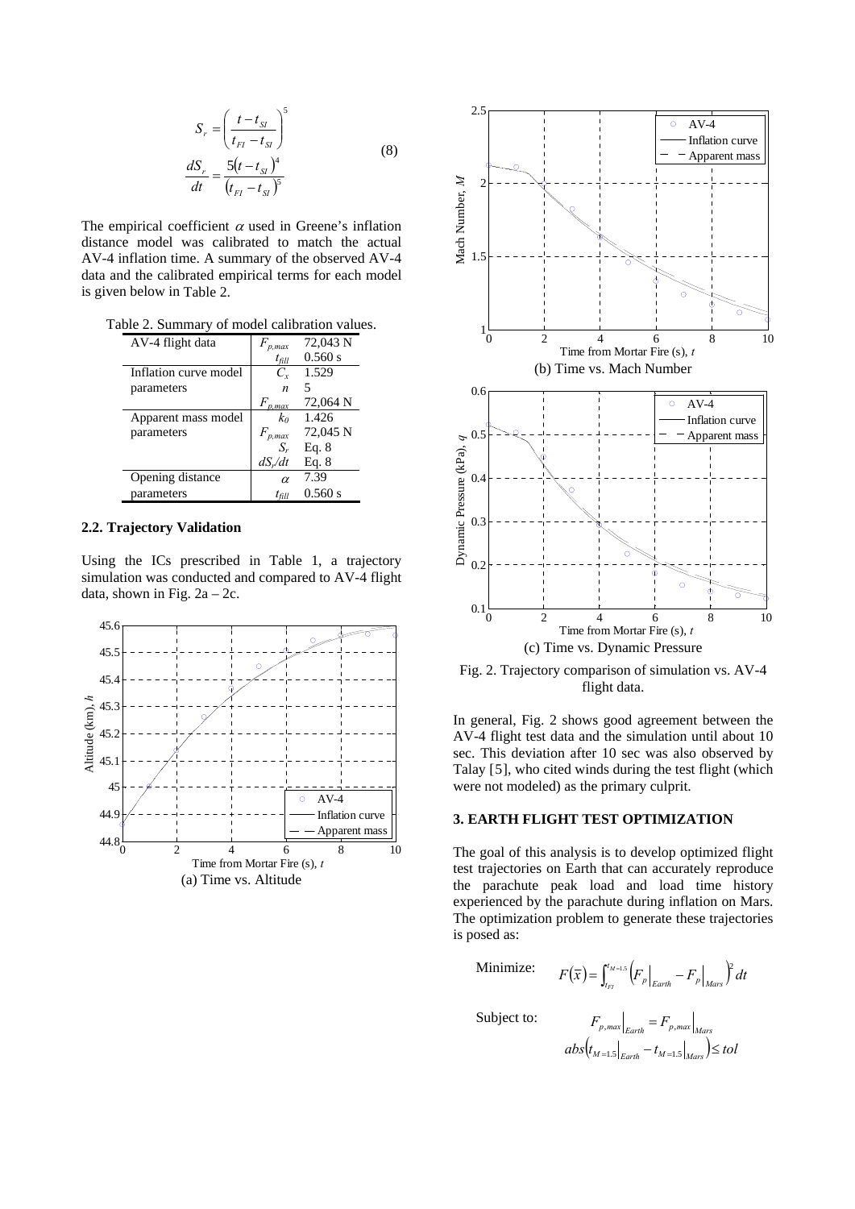$$
S_r = \left( \frac{t - t_{SI}}{t_{FI} - t_{SI}} \right)^5
$$

$$
\frac{dS_r}{dt} = \frac{5(t - t_{SI})^4}{(t_{FI} - t_{SI})^5} \tag{8}
$$

The empirical coefficient $\alpha$ used in Greene's inflation distance model was calibrated to match the actual AV-4 inflation time. A summary of the observed AV-4 data and the calibrated empirical terms for each model is given below in Table 2.

Table 2. Summary of model calibration values.

| | | |
|---|---|---|
| AV-4 flight data | $F_{p,max}$ | 72,043 N |
| | $t_{fill}$ | 0.560 s |
| Inflation curve model parameters | $C_x$ | 1.529 |
| | $n$ | 5 |
| | $F_{p,max}$ | 72,064 N |
| Apparent mass model parameters | $k_0$ | 1.426 |
| | $F_{p,max}$ | 72,045 N |
| | $S_r$ | Eq. 8 |
| | $dS_r/dt$ | Eq. 8 |
| Opening distance parameters | $\alpha$ | 7.39 |
| | $t_{fill}$ | 0.560 s |

### 2.2. Trajectory Validation

Using the ICs prescribed in Table 1, a trajectory simulation was conducted and compared to AV-4 flight data, shown in Fig. 2a – 2c.

(a) Time vs. Altitude

(b) Time vs. Mach Number

(c) Time vs. Dynamic Pressure

Fig. 2. Trajectory comparison of simulation vs. AV-4 flight data.

In general, Fig. 2 shows good agreement between the AV-4 flight test data and the simulation until about 10 sec. This deviation after 10 sec was also observed by Talay [5], who cited winds during the test flight (which were not modeled) as the primary culprit.

## 3. EARTH FLIGHT TEST OPTIMIZATION

The goal of this analysis is to develop optimized flight test trajectories on Earth that can accurately reproduce the parachute peak load and load time history experienced by the parachute during inflation on Mars. The optimization problem to generate these trajectories is posed as:

Minimize: $$F(\bar{x}) = \int_{t_{FI}}^{t_{M=1.5}} \left( F_p\big|_{Earth} - F_p\big|_{Mars} \right)^2 dt$$

Subject to: $$F_{p,max}\big|_{Earth} = F_{p,max}\big|_{Mars}$$

$$abs\left( t_{M=1.5}\big|_{Earth} - t_{M=1.5}\big|_{Mars} \right) \leq tol$$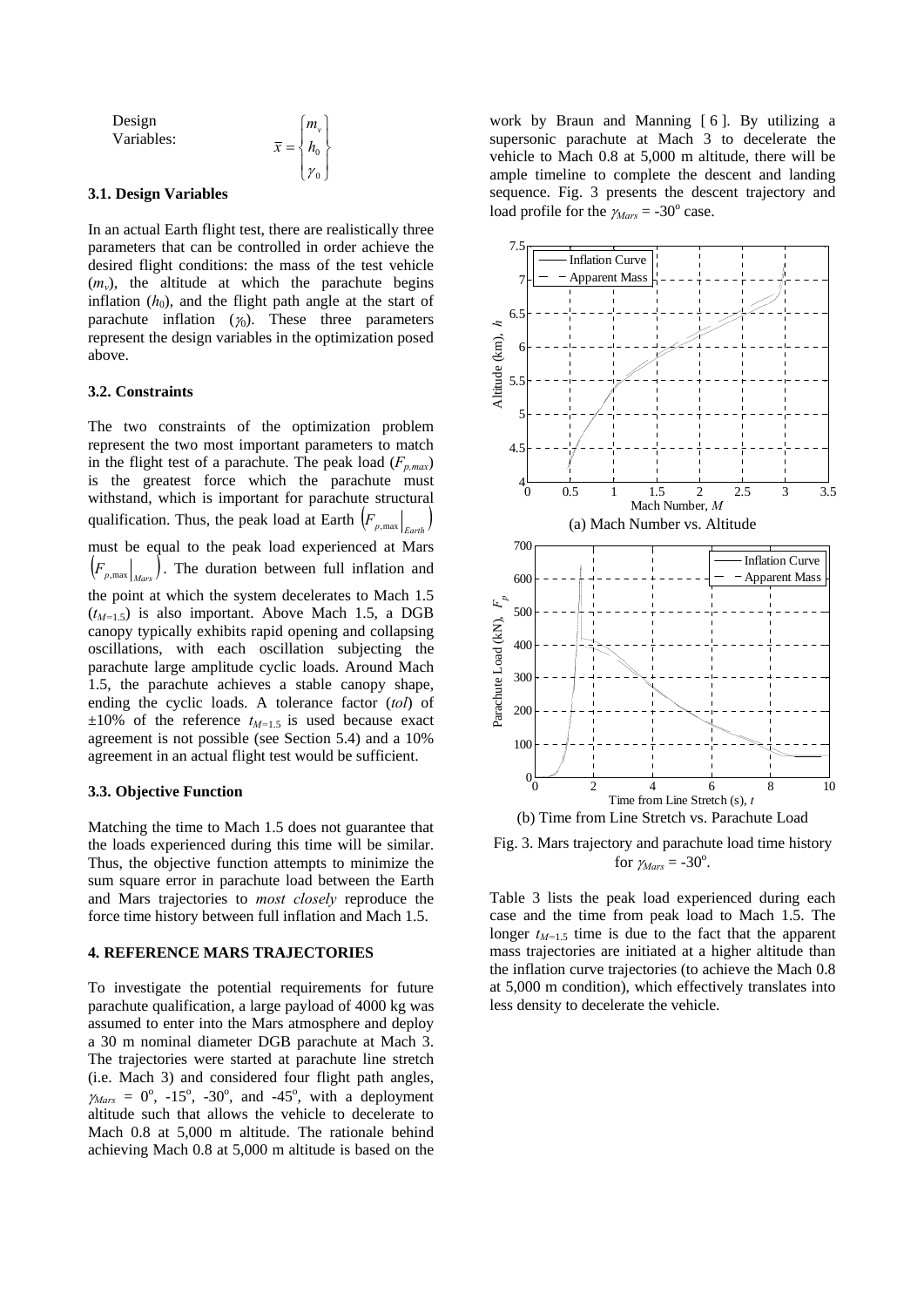Design Variables: $\bar{x} = \begin{Bmatrix} m_v \\ h_0 \\ \gamma_0 \end{Bmatrix}$

### 3.1. Design Variables

In an actual Earth flight test, there are realistically three parameters that can be controlled in order achieve the desired flight conditions: the mass of the test vehicle ($m_v$), the altitude at which the parachute begins inflation ($h_0$), and the flight path angle at the start of parachute inflation ($\gamma_0$). These three parameters represent the design variables in the optimization posed above.

### 3.2. Constraints

The two constraints of the optimization problem represent the two most important parameters to match in the flight test of a parachute. The peak load ($F_{p,max}$) is the greatest force which the parachute must withstand, which is important for parachute structural qualification. Thus, the peak load at Earth $\left(F_{p,\max}\big|_{Earth}\right)$ must be equal to the peak load experienced at Mars $\left(F_{p,\max}\big|_{Mars}\right)$. The duration between full inflation and the point at which the system decelerates to Mach 1.5 ($t_{M=1.5}$) is also important. Above Mach 1.5, a DGB canopy typically exhibits rapid opening and collapsing oscillations, with each oscillation subjecting the parachute large amplitude cyclic loads. Around Mach 1.5, the parachute achieves a stable canopy shape, ending the cyclic loads. A tolerance factor ($tol$) of ±10% of the reference $t_{M=1.5}$ is used because exact agreement is not possible (see Section 5.4) and a 10% agreement in an actual flight test would be sufficient.

### 3.3. Objective Function

Matching the time to Mach 1.5 does not guarantee that the loads experienced during this time will be similar. Thus, the objective function attempts to minimize the sum square error in parachute load between the Earth and Mars trajectories to *most closely* reproduce the force time history between full inflation and Mach 1.5.

## 4. REFERENCE MARS TRAJECTORIES

To investigate the potential requirements for future parachute qualification, a large payload of 4000 kg was assumed to enter into the Mars atmosphere and deploy a 30 m nominal diameter DGB parachute at Mach 3. The trajectories were started at parachute line stretch (i.e. Mach 3) and considered four flight path angles, $\gamma_{Mars}$ = 0°, -15°, -30°, and -45°, with a deployment altitude such that allows the vehicle to decelerate to Mach 0.8 at 5,000 m altitude. The rationale behind achieving Mach 0.8 at 5,000 m altitude is based on the work by Braun and Manning [6]. By utilizing a supersonic parachute at Mach 3 to decelerate the vehicle to Mach 0.8 at 5,000 m altitude, there will be ample timeline to complete the descent and landing sequence. Fig. 3 presents the descent trajectory and load profile for the $\gamma_{Mars}$ = -30° case.

(a) Mach Number vs. Altitude

(b) Time from Line Stretch vs. Parachute Load

Fig. 3. Mars trajectory and parachute load time history for $\gamma_{Mars}$ = -30°.

Table 3 lists the peak load experienced during each case and the time from peak load to Mach 1.5. The longer $t_{M=1.5}$ time is due to the fact that the apparent mass trajectories are initiated at a higher altitude than the inflation curve trajectories (to achieve the Mach 0.8 at 5,000 m condition), which effectively translates into less density to decelerate the vehicle.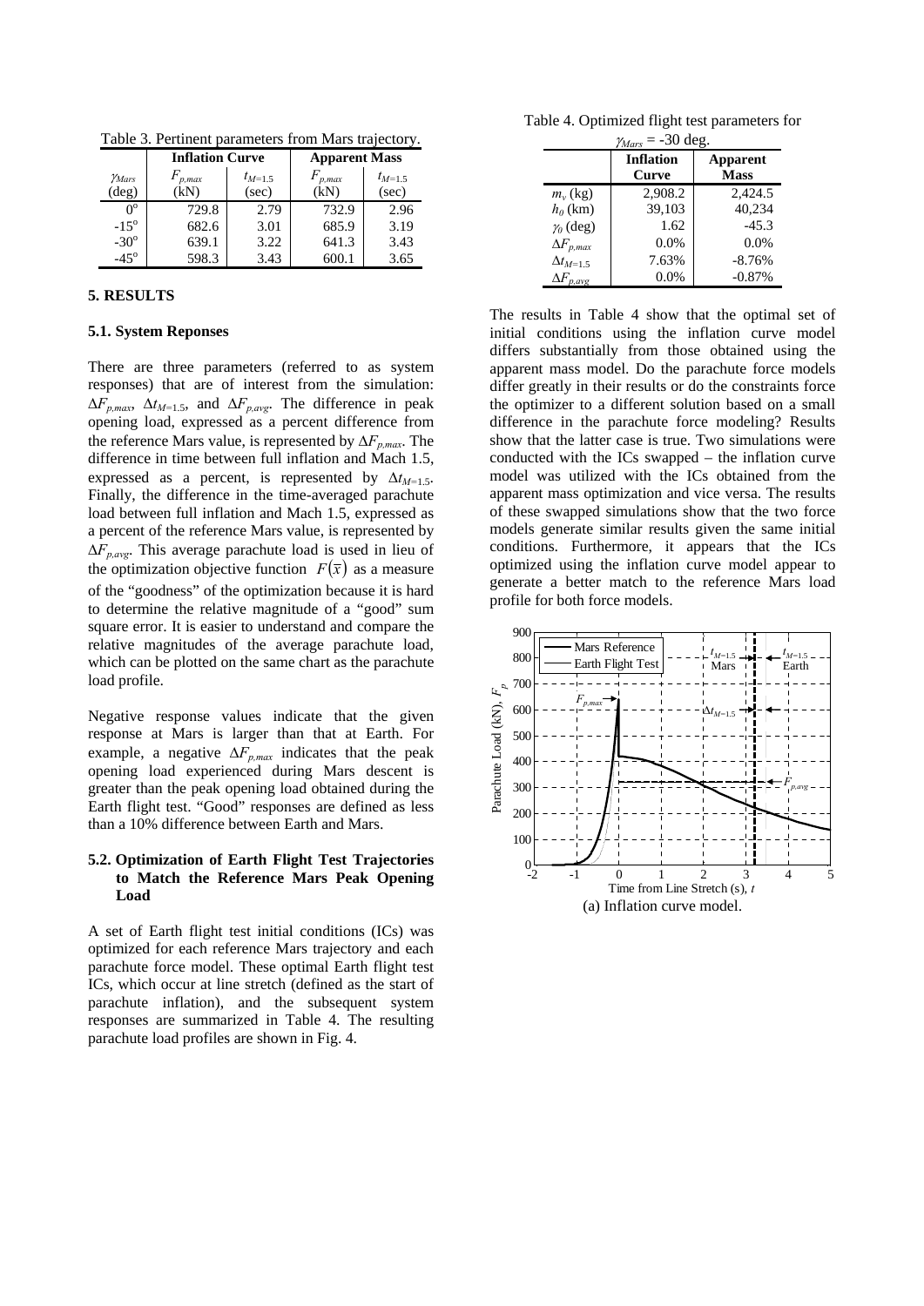Table 3. Pertinent parameters from Mars trajectory.

| | Inflation Curve | | Apparent Mass | |
|---|---|---|---|---|
| $\gamma_{Mars}$ (deg) | $F_{p,max}$ (kN) | $t_{M=1.5}$ (sec) | $F_{p,max}$ (kN) | $t_{M=1.5}$ (sec) |
| 0° | 729.8 | 2.79 | 732.9 | 2.96 |
| -15° | 682.6 | 3.01 | 685.9 | 3.19 |
| -30° | 639.1 | 3.22 | 641.3 | 3.43 |
| -45° | 598.3 | 3.43 | 600.1 | 3.65 |

## 5. RESULTS

### 5.1. System Reponses

There are three parameters (referred to as system responses) that are of interest from the simulation: $\Delta F_{p,max}$, $\Delta t_{M=1.5}$, and $\Delta F_{p,avg}$. The difference in peak opening load, expressed as a percent difference from the reference Mars value, is represented by $\Delta F_{p,max}$. The difference in time between full inflation and Mach 1.5, expressed as a percent, is represented by $\Delta t_{M=1.5}$. Finally, the difference in the time-averaged parachute load between full inflation and Mach 1.5, expressed as a percent of the reference Mars value, is represented by $\Delta F_{p,avg}$. This average parachute load is used in lieu of the optimization objective function $F(\bar{x})$ as a measure of the "goodness" of the optimization because it is hard to determine the relative magnitude of a "good" sum square error. It is easier to understand and compare the relative magnitudes of the average parachute load, which can be plotted on the same chart as the parachute load profile.

Negative response values indicate that the given response at Mars is larger than that at Earth. For example, a negative $\Delta F_{p,max}$ indicates that the peak opening load experienced during Mars descent is greater than the peak opening load obtained during the Earth flight test. "Good" responses are defined as less than a 10% difference between Earth and Mars.

### 5.2. Optimization of Earth Flight Test Trajectories to Match the Reference Mars Peak Opening Load

A set of Earth flight test initial conditions (ICs) was optimized for each reference Mars trajectory and each parachute force model. These optimal Earth flight test ICs, which occur at line stretch (defined as the start of parachute inflation), and the subsequent system responses are summarized in Table 4. The resulting parachute load profiles are shown in Fig. 4.

Table 4. Optimized flight test parameters for $\gamma_{Mars}$ = -30 deg.

| | Inflation Curve | Apparent Mass |
|---|---|---|
| $m_v$ (kg) | 2,908.2 | 2,424.5 |
| $h_0$ (km) | 39,103 | 40,234 |
| $\gamma_0$ (deg) | 1.62 | -45.3 |
| $\Delta F_{p,max}$ | 0.0% | 0.0% |
| $\Delta t_{M=1.5}$ | 7.63% | -8.76% |
| $\Delta F_{p,avg}$ | 0.0% | -0.87% |

The results in Table 4 show that the optimal set of initial conditions using the inflation curve model differs substantially from those obtained using the apparent mass model. Do the parachute force models differ greatly in their results or do the constraints force the optimizer to a different solution based on a small difference in the parachute force modeling? Results show that the latter case is true. Two simulations were conducted with the ICs swapped – the inflation curve model was utilized with the ICs obtained from the apparent mass optimization and vice versa. The results of these swapped simulations show that the two force models generate similar results given the same initial conditions. Furthermore, it appears that the ICs optimized using the inflation curve model appear to generate a better match to the reference Mars load profile for both force models.

(a) Inflation curve model.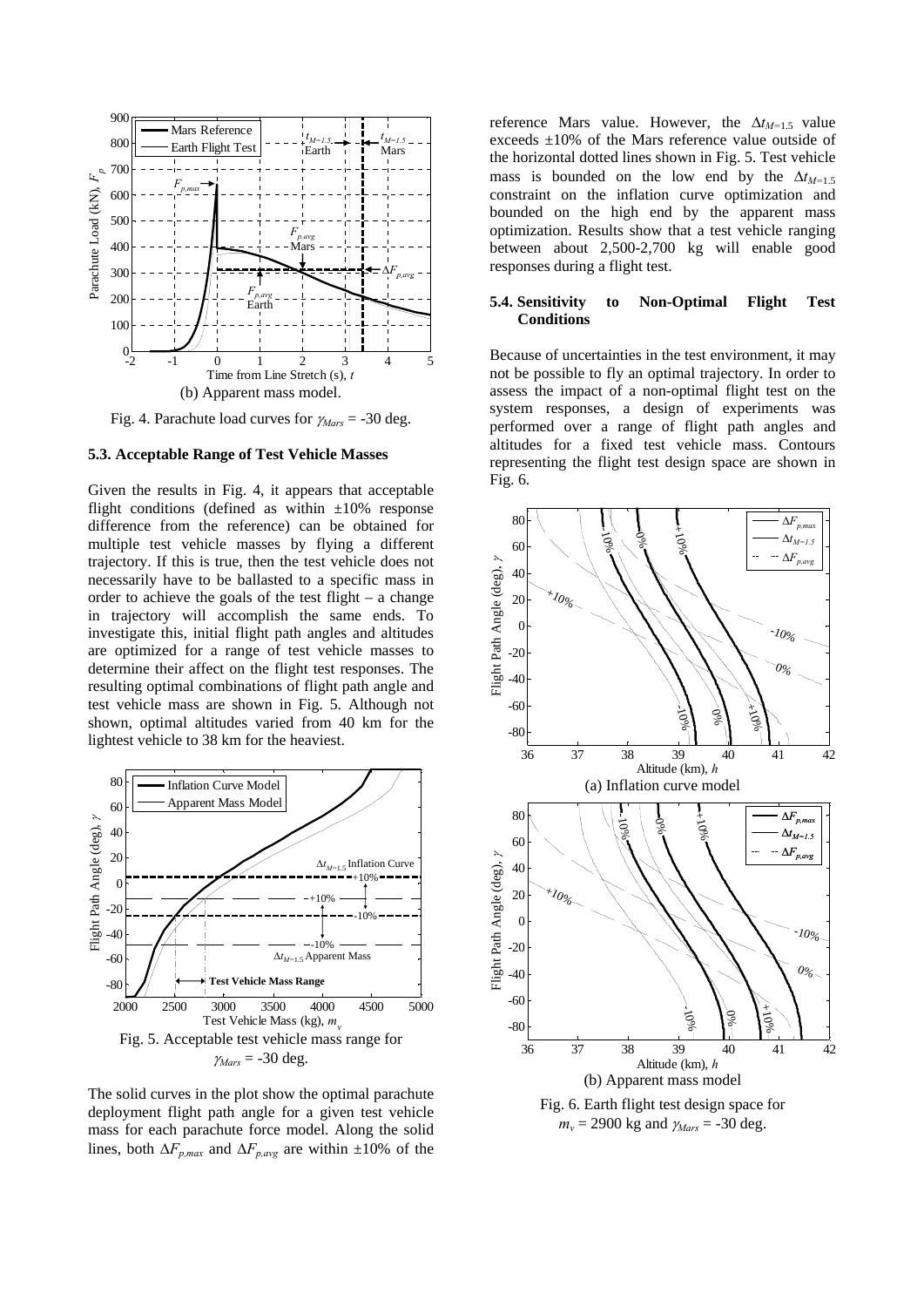(b) Apparent mass model.

Fig. 4. Parachute load curves for $\gamma_{Mars}$ = -30 deg.

### 5.3. Acceptable Range of Test Vehicle Masses

Given the results in Fig. 4, it appears that acceptable flight conditions (defined as within ±10% response difference from the reference) can be obtained for multiple test vehicle masses by flying a different trajectory. If this is true, then the test vehicle does not necessarily have to be ballasted to a specific mass in order to achieve the goals of the test flight – a change in trajectory will accomplish the same ends. To investigate this, initial flight path angles and altitudes are optimized for a range of test vehicle masses to determine their affect on the flight test responses. The resulting optimal combinations of flight path angle and test vehicle mass are shown in Fig. 5. Although not shown, optimal altitudes varied from 40 km for the lightest vehicle to 38 km for the heaviest.

Fig. 5. Acceptable test vehicle mass range for $\gamma_{Mars}$ = -30 deg.

The solid curves in the plot show the optimal parachute deployment flight path angle for a given test vehicle mass for each parachute force model. Along the solid lines, both $\Delta F_{p,max}$ and $\Delta F_{p,avg}$ are within ±10% of the reference Mars value. However, the $\Delta t_{M=1.5}$ value exceeds ±10% of the Mars reference value outside of the horizontal dotted lines shown in Fig. 5. Test vehicle mass is bounded on the low end by the $\Delta t_{M=1.5}$ constraint on the inflation curve optimization and bounded on the high end by the apparent mass optimization. Results show that a test vehicle ranging between about 2,500-2,700 kg will enable good responses during a flight test.

### 5.4. Sensitivity to Non-Optimal Flight Test Conditions

Because of uncertainties in the test environment, it may not be possible to fly an optimal trajectory. In order to assess the impact of a non-optimal flight test on the system responses, a design of experiments was performed over a range of flight path angles and altitudes for a fixed test vehicle mass. Contours representing the flight test design space are shown in Fig. 6.

(a) Inflation curve model

(b) Apparent mass model

Fig. 6. Earth flight test design space for $m_v$ = 2900 kg and $\gamma_{Mars}$ = -30 deg.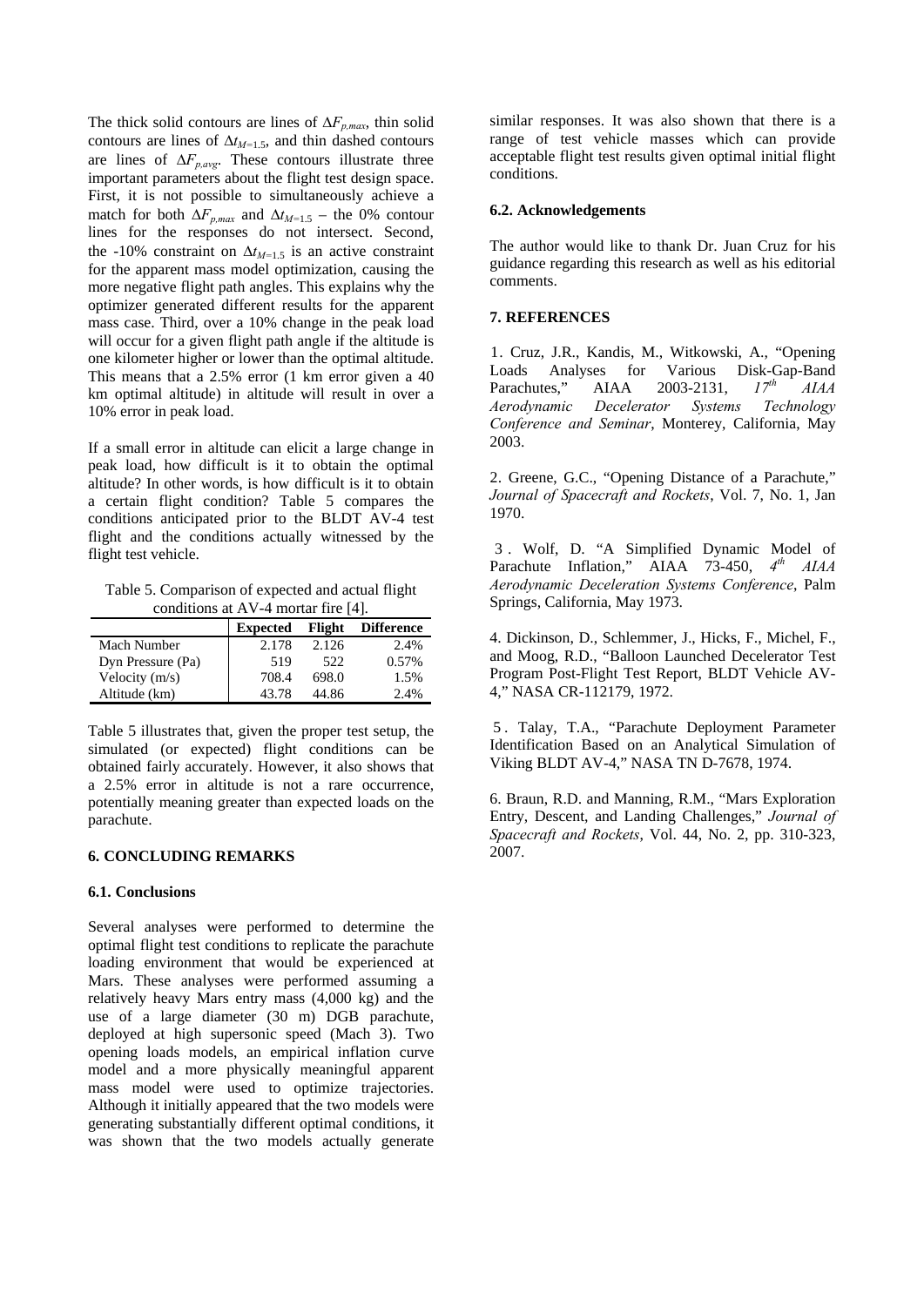The thick solid contours are lines of $\Delta F_{p,max}$, thin solid contours are lines of $\Delta t_{M=1.5}$, and thin dashed contours are lines of $\Delta F_{p,avg}$. These contours illustrate three important parameters about the flight test design space. First, it is not possible to simultaneously achieve a match for both $\Delta F_{p,max}$ and $\Delta t_{M=1.5}$ – the 0% contour lines for the responses do not intersect. Second, the -10% constraint on $\Delta t_{M=1.5}$ is an active constraint for the apparent mass model optimization, causing the more negative flight path angles. This explains why the optimizer generated different results for the apparent mass case. Third, over a 10% change in the peak load will occur for a given flight path angle if the altitude is one kilometer higher or lower than the optimal altitude. This means that a 2.5% error (1 km error given a 40 km optimal altitude) in altitude will result in over a 10% error in peak load.

If a small error in altitude can elicit a large change in peak load, how difficult is it to obtain the optimal altitude? In other words, is how difficult is it to obtain a certain flight condition? Table 5 compares the conditions anticipated prior to the BLDT AV-4 test flight and the conditions actually witnessed by the flight test vehicle.

Table 5. Comparison of expected and actual flight conditions at AV-4 mortar fire [4].

| | Expected | Flight | Difference |
|---|---|---|---|
| Mach Number | 2.178 | 2.126 | 2.4% |
| Dyn Pressure (Pa) | 519 | 522 | 0.57% |
| Velocity (m/s) | 708.4 | 698.0 | 1.5% |
| Altitude (km) | 43.78 | 44.86 | 2.4% |

Table 5 illustrates that, given the proper test setup, the simulated (or expected) flight conditions can be obtained fairly accurately. However, it also shows that a 2.5% error in altitude is not a rare occurrence, potentially meaning greater than expected loads on the parachute.

## 6. CONCLUDING REMARKS

### 6.1. Conclusions

Several analyses were performed to determine the optimal flight test conditions to replicate the parachute loading environment that would be experienced at Mars. These analyses were performed assuming a relatively heavy Mars entry mass (4,000 kg) and the use of a large diameter (30 m) DGB parachute, deployed at high supersonic speed (Mach 3). Two opening loads models, an empirical inflation curve model and a more physically meaningful apparent mass model were used to optimize trajectories. Although it initially appeared that the two models were generating substantially different optimal conditions, it was shown that the two models actually generate similar responses. It was also shown that there is a range of test vehicle masses which can provide acceptable flight test results given optimal initial flight conditions.

### 6.2. Acknowledgements

The author would like to thank Dr. Juan Cruz for his guidance regarding this research as well as his editorial comments.

## 7. REFERENCES

1. Cruz, J.R., Kandis, M., Witkowski, A., "Opening Loads Analyses for Various Disk-Gap-Band Parachutes," AIAA 2003-2131, *17th AIAA Aerodynamic Decelerator Systems Technology Conference and Seminar*, Monterey, California, May 2003.

2. Greene, G.C., "Opening Distance of a Parachute," *Journal of Spacecraft and Rockets*, Vol. 7, No. 1, Jan 1970.

3. Wolf, D. "A Simplified Dynamic Model of Parachute Inflation," AIAA 73-450, *4th AIAA Aerodynamic Deceleration Systems Conference*, Palm Springs, California, May 1973.

4. Dickinson, D., Schlemmer, J., Hicks, F., Michel, F., and Moog, R.D., "Balloon Launched Decelerator Test Program Post-Flight Test Report, BLDT Vehicle AV-4," NASA CR-112179, 1972.

5. Talay, T.A., "Parachute Deployment Parameter Identification Based on an Analytical Simulation of Viking BLDT AV-4," NASA TN D-7678, 1974.

6. Braun, R.D. and Manning, R.M., "Mars Exploration Entry, Descent, and Landing Challenges," *Journal of Spacecraft and Rockets*, Vol. 44, No. 2, pp. 310-323, 2007.